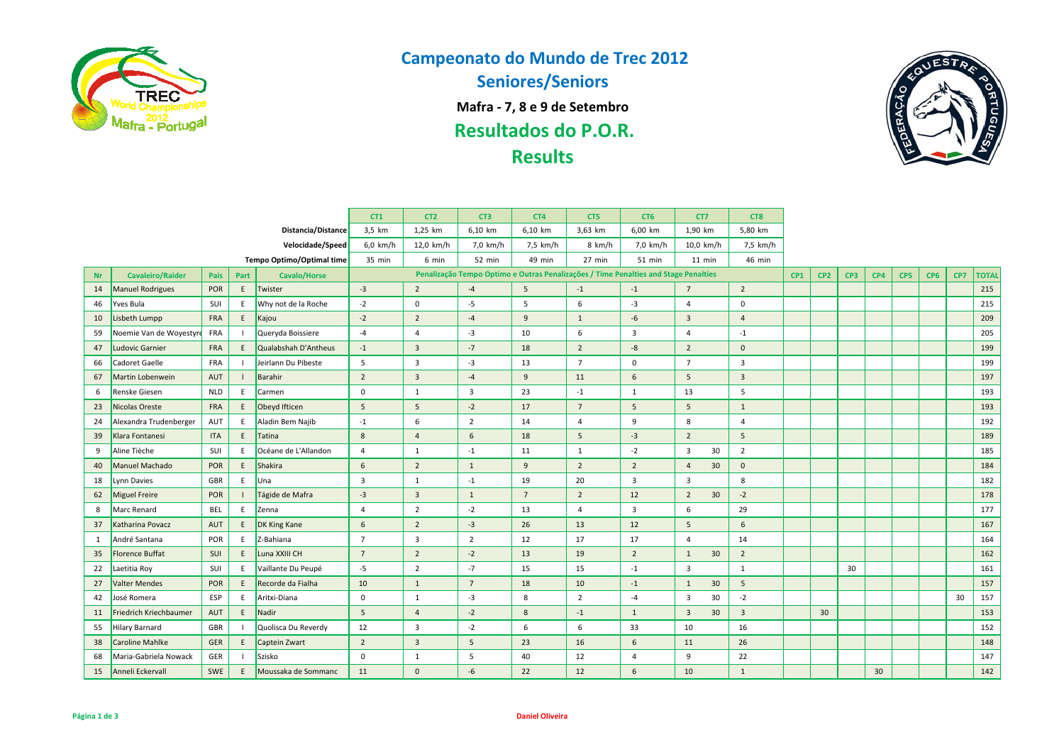# Campeonato do Mundo de Trec 2012

## Seniores/Seniors

**Mafra - 7, 8 e 9 de Setembro**

## Resultados do P.O.R.

## Results

| Nr | Cavaleiro/Raider | Pais | Part | Cavalo/Horse | CT1 | CT2 | CT3 | CT4 | CT5 | CT6 | CT7 | | CT8 | CP1 | CP2 | CP3 | CP4 | CP5 | CP6 | CP7 | TOTAL |
|---|---|---|---|---|---|---|---|---|---|---|---|---|---|---|---|---|---|---|---|---|---|
| | | | | Distancia/Distance | 3,5 km | 1,25 km | 6,10 km | 6,10 km | 3,63 km | 6,00 km | 1,90 km | | 5,80 km | | | | | | | | |
| | | | | Velocidade/Speed | 6,0 km/h | 12,0 km/h | 7,0 km/h | 7,5 km/h | 8 km/h | 7,0 km/h | 10,0 km/h | | 7,5 km/h | | | | | | | | |
| | | | | Tempo Optimo/Optimal time | 35 min | 6 min | 52 min | 49 min | 27 min | 51 min | 11 min | | 46 min | | | | | | | | |
| | | | | | Penalização Tempo Optimo e Outras Penalizações / Time Penalties and Stage Penalties | | | | | | | | | | | | | | | | |
| 14 | Manuel Rodrigues | POR | E | Twister | -3 | 2 | -4 | 5 | -1 | -1 | 7 | | 2 | | | | | | | | 215 |
| 46 | Yves Bula | SUI | E | Why not de la Roche | -2 | 0 | -5 | 5 | 6 | -3 | 4 | | 0 | | | | | | | | 215 |
| 10 | Lisbeth Lumpp | FRA | E | Kajou | -2 | 2 | -4 | 9 | 1 | -6 | 3 | | 4 | | | | | | | | 209 |
| 59 | Noemie Van de Woyestyre | FRA | I | Queryda Boissiere | -4 | 4 | -3 | 10 | 6 | 3 | 4 | | -1 | | | | | | | | 205 |
| 47 | Ludovic Garnier | FRA | E | Qualabshah D'Antheus | -1 | 3 | -7 | 18 | 2 | -8 | 2 | | 0 | | | | | | | | 199 |
| 66 | Cadoret Gaelle | FRA | I | Jeirlann Du Pibeste | 5 | 3 | -3 | 13 | 7 | 0 | 7 | | 3 | | | | | | | | 199 |
| 67 | Martin Lobenwein | AUT | I | Barahir | 2 | 3 | -4 | 9 | 11 | 6 | 5 | | 3 | | | | | | | | 197 |
| 6 | Renske Giesen | NLD | E | Carmen | 0 | 1 | 3 | 23 | -1 | 1 | 13 | | 5 | | | | | | | | 193 |
| 23 | Nicolas Oreste | FRA | E | Obeyd Ifticen | 5 | 5 | -2 | 17 | 7 | 5 | 5 | | 1 | | | | | | | | 193 |
| 24 | Alexandra Trudenberger | AUT | E | Aladin Bem Najib | -1 | 6 | 2 | 14 | 4 | 9 | 8 | | 4 | | | | | | | | 192 |
| 39 | Klara Fontanesi | ITA | E | Tatina | 8 | 4 | 6 | 18 | 5 | -3 | 2 | | 5 | | | | | | | | 189 |
| 9 | Aline Tièche | SUI | E | Océane de L'Allandon | 4 | 1 | -1 | 11 | 1 | -2 | 3 | 30 | 2 | | | | | | | | 185 |
| 40 | Manuel Machado | POR | E | Shakira | 6 | 2 | 1 | 9 | 2 | 2 | 4 | 30 | 0 | | | | | | | | 184 |
| 18 | Lynn Davies | GBR | E | Una | 3 | 1 | -1 | 19 | 20 | 3 | 3 | | 8 | | | | | | | | 182 |
| 62 | Miguel Freire | POR | I | Tágide de Mafra | -3 | 3 | 1 | 7 | 2 | 12 | 2 | 30 | -2 | | | | | | | | 178 |
| 8 | Marc Renard | BEL | E | Zenna | 4 | 2 | -2 | 13 | 4 | 3 | 6 | | 29 | | | | | | | | 177 |
| 37 | Katharina Povacz | AUT | E | DK King Kane | 6 | 2 | -3 | 26 | 13 | 12 | 5 | | 6 | | | | | | | | 167 |
| 1 | André Santana | POR | E | Z-Bahiana | 7 | 3 | 2 | 12 | 17 | 17 | 4 | | 14 | | | | | | | | 164 |
| 35 | Florence Buffat | SUI | E | Luna XXIII CH | 7 | 2 | -2 | 13 | 19 | 2 | 1 | 30 | 2 | | | | | | | | 162 |
| 22 | Laetitia Roy | SUI | E | Vaillante Du Peupé | -5 | 2 | -7 | 15 | 15 | -1 | 3 | | 1 | | | 30 | | | | | 161 |
| 27 | Valter Mendes | POR | E | Recorde da Fialha | 10 | 1 | 7 | 18 | 10 | -1 | 1 | 30 | 5 | | | | | | | | 157 |
| 42 | José Romera | ESP | E | Aritxi-Diana | 0 | 1 | -3 | 8 | 2 | -4 | 3 | 30 | -2 | | | | | | | 30 | 157 |
| 11 | Friedrich Kriechbaumer | AUT | E | Nadir | 5 | 4 | -2 | 8 | -1 | 1 | 3 | 30 | 3 | | 30 | | | | | | 153 |
| 55 | Hilary Barnard | GBR | I | Quolisca Du Reverdy | 12 | 3 | -2 | 6 | 6 | 33 | 10 | | 16 | | | | | | | | 152 |
| 38 | Caroline Mahlke | GER | E | Captein Zwart | 2 | 3 | 5 | 23 | 16 | 6 | 11 | | 26 | | | | | | | | 148 |
| 68 | Maria-Gabriela Nowack | GER | I | Szisko | 0 | 1 | 5 | 40 | 12 | 4 | 9 | | 22 | | | | | | | | 147 |
| 15 | Anneli Eckervall | SWE | E | Moussaka de Sommanc | 11 | 0 | -6 | 22 | 12 | 6 | 10 | | 1 | | | | 30 | | | | 142 |

Daniel Oliveira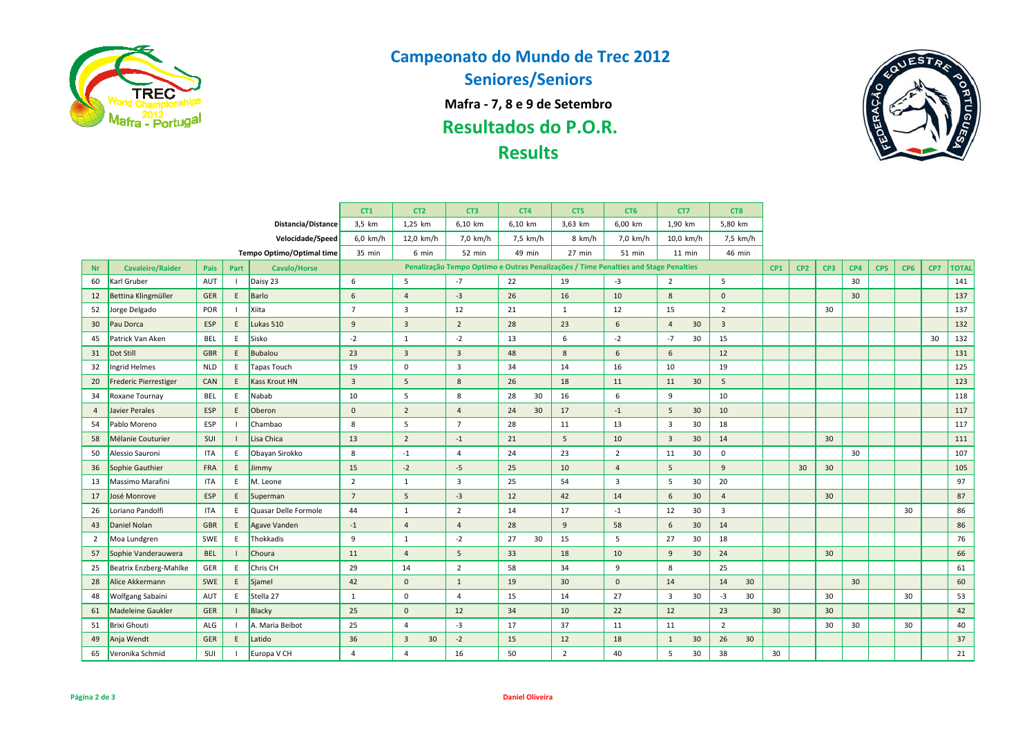# Campeonato do Mundo de Trec 2012

## Seniores/Seniors

**Mafra - 7, 8 e 9 de Setembro**

## Resultados do P.O.R.

## Results

| | | | | | CT1 | | CT2 | | CT3 | | CT4 | | CT5 | | CT6 | | CT7 | | CT8 | | | | | | | | | |
|---|---|---|---|---|---|---|---|---|---|---|---|---|---|---|---|---|---|---|---|---|---|---|---|---|---|---|---|---|
| | | | | Distancia/Distance | 3,5 km | | 1,25 km | | 6,10 km | | 6,10 km | | 3,63 km | | 6,00 km | | 1,90 km | | 5,80 km | | | | | | | | | |
| | | | | Velocidade/Speed | 6,0 km/h | | 12,0 km/h | | 7,0 km/h | | 7,5 km/h | | 8 km/h | | 7,0 km/h | | 10,0 km/h | | 7,5 km/h | | | | | | | | | |
| | | | | Tempo Optimo/Optimal time | 35 min | | 6 min | | 52 min | | 49 min | | 27 min | | 51 min | | 11 min | | 46 min | | | | | | | | | |
| Nr | Cavaleiro/Raider | Pais | Part | Cavalo/Horse | Penalização Tempo Optimo e Outras Penalizações / Time Penalties and Stage Penalties | | | | | | | | | | | | | | | | CP1 | CP2 | CP3 | CP4 | CP5 | CP6 | CP7 | TOTAL |
| 60 | Karl Gruber | AUT | I | Daisy 23 | 6 | | 5 | | -7 | | 22 | | 19 | | -3 | | 2 | | 5 | | | | | 30 | | | | 141 |
| 12 | Bettina Klingmüller | GER | E | Barlo | 6 | | 4 | | -3 | | 26 | | 16 | | 10 | | 8 | | 0 | | | | | 30 | | | | 137 |
| 52 | Jorge Delgado | POR | I | Xiita | 7 | | 3 | | 12 | | 21 | | 1 | | 12 | | 15 | | 2 | | | | 30 | | | | | 137 |
| 30 | Pau Dorca | ESP | E | Lukas 510 | 9 | | 3 | | 2 | | 28 | | 23 | | 6 | | 4 | 30 | 3 | | | | | | | | | 132 |
| 45 | Patrick Van Aken | BEL | E | Sisko | -2 | | 1 | | -2 | | 13 | | 6 | | -2 | | -7 | 30 | 15 | | | | | | | | 30 | 132 |
| 31 | Dot Still | GBR | E | Bubalou | 23 | | 3 | | 3 | | 48 | | 8 | | 6 | | 6 | | 12 | | | | | | | | | 131 |
| 32 | Ingrid Helmes | NLD | E | Tapas Touch | 19 | | 0 | | 3 | | 34 | | 14 | | 16 | | 10 | | 19 | | | | | | | | | 125 |
| 20 | Frederic Pierrestiger | CAN | E | Kass Krout HN | 3 | | 5 | | 8 | | 26 | | 18 | | 11 | | 11 | 30 | 5 | | | | | | | | | 123 |
| 34 | Roxane Tournay | BEL | E | Nabab | 10 | | 5 | | 8 | | 28 | 30 | 16 | | 6 | | 9 | | 10 | | | | | | | | | 118 |
| 4 | Javier Perales | ESP | E | Oberon | 0 | | 2 | | 4 | | 24 | 30 | 17 | | -1 | | 5 | 30 | 10 | | | | | | | | | 117 |
| 54 | Pablo Moreno | ESP | I | Chambao | 8 | | 5 | | 7 | | 28 | | 11 | | 13 | | 3 | 30 | 18 | | | | | | | | | 117 |
| 58 | Mélanie Couturier | SUI | I | Lisa Chica | 13 | | 2 | | -1 | | 21 | | 5 | | 10 | | 3 | 30 | 14 | | | | 30 | | | | | 111 |
| 50 | Alessio Sauroni | ITA | E | Obayan Sirokko | 8 | | -1 | | 4 | | 24 | | 23 | | 2 | | 11 | 30 | 0 | | | | | 30 | | | | 107 |
| 36 | Sophie Gauthier | FRA | E | Jimmy | 15 | | -2 | | -5 | | 25 | | 10 | | 4 | | 5 | | 9 | | | 30 | 30 | | | | | 105 |
| 13 | Massimo Marafini | ITA | E | M. Leone | 2 | | 1 | | 3 | | 25 | | 54 | | 3 | | 5 | 30 | 20 | | | | | | | | | 97 |
| 17 | José Monrove | ESP | E | Superman | 7 | | 5 | | -3 | | 12 | | 42 | | 14 | | 6 | 30 | 4 | | | | 30 | | | | | 87 |
| 26 | Loriano Pandolfi | ITA | E | Quasar Delle Formole | 44 | | 1 | | 2 | | 14 | | 17 | | -1 | | 12 | 30 | 3 | | | | | | | 30 | | 86 |
| 43 | Daniel Nolan | GBR | E | Agave Vanden | -1 | | 4 | | 4 | | 28 | | 9 | | 58 | | 6 | 30 | 14 | | | | | | | | | 86 |
| 2 | Moa Lundgren | SWE | E | Thokkadis | 9 | | 1 | | -2 | | 27 | 30 | 15 | | 5 | | 27 | 30 | 18 | | | | | | | | | 76 |
| 57 | Sophie Vanderauwera | BEL | I | Choura | 11 | | 4 | | 5 | | 33 | | 18 | | 10 | | 9 | 30 | 24 | | | | 30 | | | | | 66 |
| 25 | Beatrix Enzberg-Mahlke | GER | E | Chris CH | 29 | | 14 | | 2 | | 58 | | 34 | | 9 | | 8 | | 25 | | | | | | | | | 61 |
| 28 | Alice Akkermann | SWE | E | Sjamel | 42 | | 0 | | 1 | | 19 | | 30 | | 0 | | 14 | | 14 | 30 | | | | 30 | | | | 60 |
| 48 | Wolfgang Sabaini | AUT | E | Stella 27 | 1 | | 0 | | 4 | | 15 | | 14 | | 27 | | 3 | 30 | -3 | 30 | | | 30 | | | 30 | | 53 |
| 61 | Madeleine Gaukler | GER | I | Blacky | 25 | | 0 | | 12 | | 34 | | 10 | | 22 | | 12 | | 23 | | 30 | | 30 | | | | | 42 |
| 51 | Brixi Ghouti | ALG | I | A. Maria Beibot | 25 | | 4 | | -3 | | 17 | | 37 | | 11 | | 11 | | 2 | | | | 30 | 30 | | 30 | | 40 |
| 49 | Anja Wendt | GER | E | Latido | 36 | | 3 | 30 | -2 | | 15 | | 12 | | 18 | | 1 | 30 | 26 | 30 | | | | | | | | 37 |
| 65 | Veronika Schmid | SUI | I | Europa V CH | 4 | | 4 | | 16 | | 50 | | 2 | | 40 | | 5 | 30 | 38 | | 30 | | | | | | | 21 |

Daniel Oliveira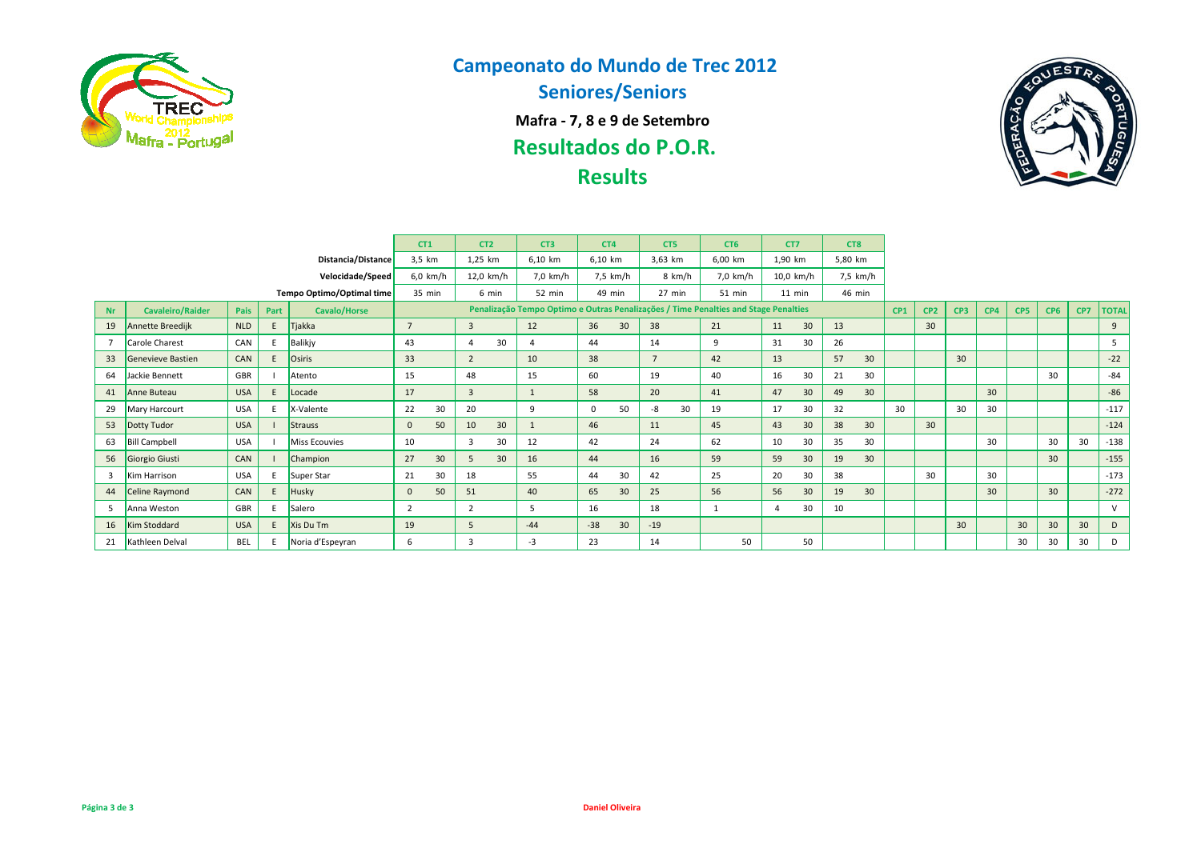# Campeonato do Mundo de Trec 2012

## Seniores/Seniors

**Mafra - 7, 8 e 9 de Setembro**

## Resultados do P.O.R.

## Results

| | | | | | CT1 | | CT2 | | CT3 | | CT4 | | CT5 | | CT6 | | CT7 | | CT8 | | | | | | | | | |
|---|---|---|---|---|---|---|---|---|---|---|---|---|---|---|---|---|---|---|---|---|---|---|---|---|---|---|---|---|
| | | | | Distancia/Distance | 3,5 km | | 1,25 km | | 6,10 km | | 6,10 km | | 3,63 km | | 6,00 km | | 1,90 km | | 5,80 km | | | | | | | | | |
| | | | | Velocidade/Speed | 6,0 km/h | | 12,0 km/h | | 7,0 km/h | | 7,5 km/h | | 8 km/h | | 7,0 km/h | | 10,0 km/h | | 7,5 km/h | | | | | | | | | |
| | | | | Tempo Optimo/Optimal time | 35 min | | 6 min | | 52 min | | 49 min | | 27 min | | 51 min | | 11 min | | 46 min | | | | | | | | | |
| Nr | Cavaleiro/Raider | Pais | Part | Cavalo/Horse | Penalização Tempo Optimo e Outras Penalizações / Time Penalties and Stage Penalties | | | | | | | | | | | | | | | | CP1 | CP2 | CP3 | CP4 | CP5 | CP6 | CP7 | TOTAL |
| 19 | Annette Breedijk | NLD | E | Tjakka | 7 | | 3 | | 12 | | 36 | 30 | 38 | | 21 | | 11 | 30 | 13 | | | 30 | | | | | | 9 |
| 7 | Carole Charest | CAN | E | Balikjy | 43 | | 4 | 30 | 4 | | 44 | | 14 | | 9 | | 31 | 30 | 26 | | | | | | | | | 5 |
| 33 | Genevieve Bastien | CAN | E | Osiris | 33 | | 2 | | 10 | | 38 | | 7 | | 42 | | 13 | | 57 | 30 | | | 30 | | | | | -22 |
| 64 | Jackie Bennett | GBR | I | Atento | 15 | | 48 | | 15 | | 60 | | 19 | | 40 | | 16 | 30 | 21 | 30 | | | | | | 30 | | -84 |
| 41 | Anne Buteau | USA | E | Locade | 17 | | 3 | | 1 | | 58 | | 20 | | 41 | | 47 | 30 | 49 | 30 | | | | 30 | | | | -86 |
| 29 | Mary Harcourt | USA | E | X-Valente | 22 | 30 | 20 | | 9 | | 0 | 50 | -8 | 30 | 19 | | 17 | 30 | 32 | | 30 | | 30 | 30 | | | | -117 |
| 53 | Dotty Tudor | USA | I | Strauss | 0 | 50 | 10 | 30 | 1 | | 46 | | 11 | | 45 | | 43 | 30 | 38 | 30 | | 30 | | | | | | -124 |
| 63 | Bill Campbell | USA | I | Miss Ecouvies | 10 | | 3 | 30 | 12 | | 42 | | 24 | | 62 | | 10 | 30 | 35 | 30 | | | | 30 | | 30 | 30 | -138 |
| 56 | Giorgio Giusti | CAN | I | Champion | 27 | 30 | 5 | 30 | 16 | | 44 | | 16 | | 59 | | 59 | 30 | 19 | 30 | | | | | | 30 | | -155 |
| 3 | Kim Harrison | USA | E | Super Star | 21 | 30 | 18 | | 55 | | 44 | 30 | 42 | | 25 | | 20 | 30 | 38 | | | 30 | | 30 | | | | -173 |
| 44 | Celine Raymond | CAN | E | Husky | 0 | 50 | 51 | | 40 | | 65 | 30 | 25 | | 56 | | 56 | 30 | 19 | 30 | | | | 30 | | 30 | | -272 |
| 5 | Anna Weston | GBR | E | Salero | 2 | | 2 | | 5 | | 16 | | 18 | | 1 | | 4 | 30 | 10 | | | | | | | | | V |
| 16 | Kim Stoddard | USA | E | Xis Du Tm | 19 | | 5 | | -44 | | -38 | 30 | -19 | | | | | | | | | | 30 | | 30 | 30 | 30 | D |
| 21 | Kathleen Delval | BEL | E | Noria d'Espeyran | 6 | | 3 | | -3 | | 23 | | 14 | | | 50 | | 50 | | | | | | | 30 | 30 | 30 | D |

Daniel Oliveira